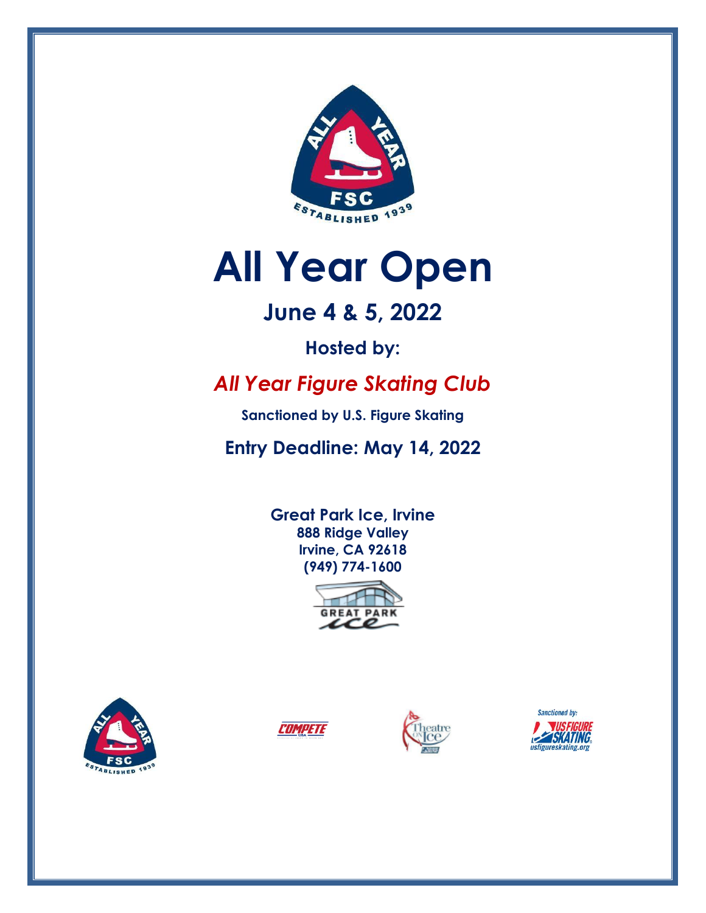# All Year Open

## June 4 & 5, 2022

### Hosted by:

### *All Year Figure Skating Club*

**Sanctioned by U.S. Figure Skating**

**Entry Deadline: May 14, 2022**

**Great Park Ice, Irvine**
**888 Ridge Valley**
**Irvine, CA 92618**
**(949) 774-1600**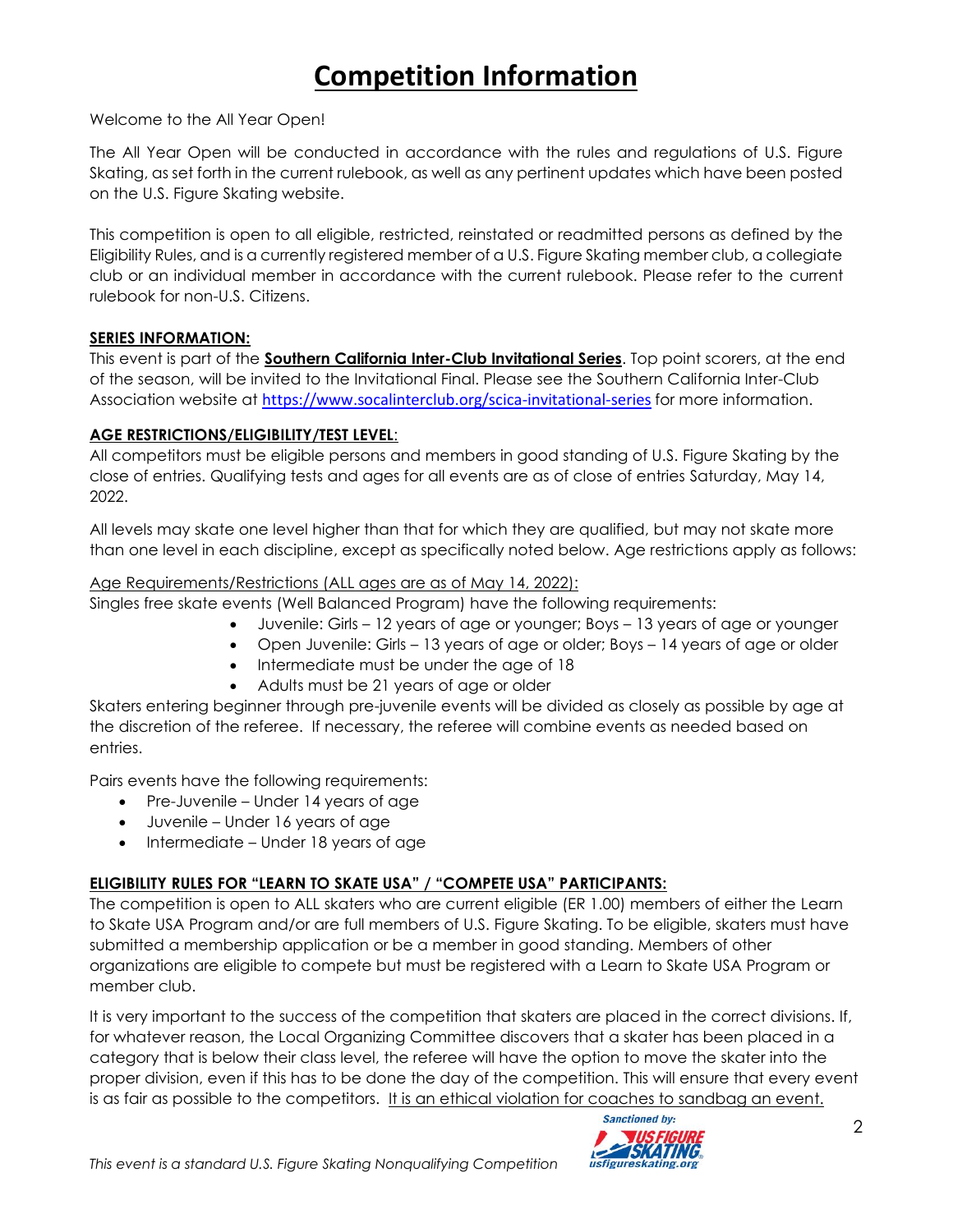# Competition Information

Welcome to the All Year Open!

The All Year Open will be conducted in accordance with the rules and regulations of U.S. Figure Skating, as set forth in the current rulebook, as well as any pertinent updates which have been posted on the U.S. Figure Skating website.

This competition is open to all eligible, restricted, reinstated or readmitted persons as defined by the Eligibility Rules, and is a currently registered member of a U.S. Figure Skating member club, a collegiate club or an individual member in accordance with the current rulebook. Please refer to the current rulebook for non-U.S. Citizens.

**SERIES INFORMATION:**

This event is part of the **Southern California Inter-Club Invitational Series**. Top point scorers, at the end of the season, will be invited to the Invitational Final. Please see the Southern California Inter-Club Association website at https://www.socalinterclub.org/scica-invitational-series for more information.

**AGE RESTRICTIONS/ELIGIBILITY/TEST LEVEL:**

All competitors must be eligible persons and members in good standing of U.S. Figure Skating by the close of entries. Qualifying tests and ages for all events are as of close of entries Saturday, May 14, 2022.

All levels may skate one level higher than that for which they are qualified, but may not skate more than one level in each discipline, except as specifically noted below. Age restrictions apply as follows:

Age Requirements/Restrictions (ALL ages are as of May 14, 2022):

Singles free skate events (Well Balanced Program) have the following requirements:

- Juvenile: Girls – 12 years of age or younger; Boys – 13 years of age or younger
- Open Juvenile: Girls – 13 years of age or older; Boys – 14 years of age or older
- Intermediate must be under the age of 18
- Adults must be 21 years of age or older

Skaters entering beginner through pre-juvenile events will be divided as closely as possible by age at the discretion of the referee. If necessary, the referee will combine events as needed based on entries.

Pairs events have the following requirements:

- Pre-Juvenile – Under 14 years of age
- Juvenile – Under 16 years of age
- Intermediate – Under 18 years of age

**ELIGIBILITY RULES FOR "LEARN TO SKATE USA" / "COMPETE USA" PARTICIPANTS:**

The competition is open to ALL skaters who are current eligible (ER 1.00) members of either the Learn to Skate USA Program and/or are full members of U.S. Figure Skating. To be eligible, skaters must have submitted a membership application or be a member in good standing. Members of other organizations are eligible to compete but must be registered with a Learn to Skate USA Program or member club.

It is very important to the success of the competition that skaters are placed in the correct divisions. If, for whatever reason, the Local Organizing Committee discovers that a skater has been placed in a category that is below their class level, the referee will have the option to move the skater into the proper division, even if this has to be done the day of the competition. This will ensure that every event is as fair as possible to the competitors. It is an ethical violation for coaches to sandbag an event.

*This event is a standard U.S. Figure Skating Nonqualifying Competition*

Sanctioned by: US Figure Skating usfigureskating.org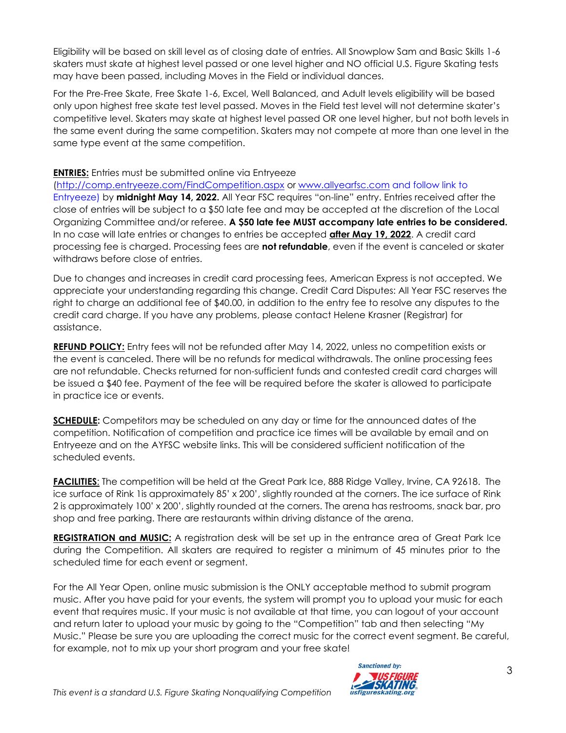Eligibility will be based on skill level as of closing date of entries. All Snowplow Sam and Basic Skills 1-6 skaters must skate at highest level passed or one level higher and NO official U.S. Figure Skating tests may have been passed, including Moves in the Field or individual dances.

For the Pre-Free Skate, Free Skate 1-6, Excel, Well Balanced, and Adult levels eligibility will be based only upon highest free skate test level passed. Moves in the Field test level will not determine skater's competitive level. Skaters may skate at highest level passed OR one level higher, but not both levels in the same event during the same competition. Skaters may not compete at more than one level in the same type event at the same competition.

**ENTRIES:** Entries must be submitted online via Entryeeze (http://comp.entryeeze.com/FindCompetition.aspx or www.allyearfsc.com and follow link to Entryeeze) by **midnight May 14, 2022.** All Year FSC requires "on-line" entry. Entries received after the close of entries will be subject to a $50 late fee and may be accepted at the discretion of the Local Organizing Committee and/or referee. **A $50 late fee MUST accompany late entries to be considered.** In no case will late entries or changes to entries be accepted **after May 19, 2022**. A credit card processing fee is charged. Processing fees are **not refundable**, even if the event is canceled or skater withdraws before close of entries.

Due to changes and increases in credit card processing fees, American Express is not accepted. We appreciate your understanding regarding this change. Credit Card Disputes: All Year FSC reserves the right to charge an additional fee of $40.00, in addition to the entry fee to resolve any disputes to the credit card charge. If you have any problems, please contact Helene Krasner (Registrar) for assistance.

**REFUND POLICY:** Entry fees will not be refunded after May 14, 2022, unless no competition exists or the event is canceled. There will be no refunds for medical withdrawals. The online processing fees are not refundable. Checks returned for non-sufficient funds and contested credit card charges will be issued a $40 fee. Payment of the fee will be required before the skater is allowed to participate in practice ice or events.

**SCHEDULE:** Competitors may be scheduled on any day or time for the announced dates of the competition. Notification of competition and practice ice times will be available by email and on Entryeeze and on the AYFSC website links. This will be considered sufficient notification of the scheduled events.

**FACILITIES**: The competition will be held at the Great Park Ice, 888 Ridge Valley, Irvine, CA 92618. The ice surface of Rink 1is approximately 85' x 200', slightly rounded at the corners. The ice surface of Rink 2 is approximately 100' x 200', slightly rounded at the corners. The arena has restrooms, snack bar, pro shop and free parking. There are restaurants within driving distance of the arena.

**REGISTRATION and MUSIC:** A registration desk will be set up in the entrance area of Great Park Ice during the Competition. All skaters are required to register a minimum of 45 minutes prior to the scheduled time for each event or segment.

For the All Year Open, online music submission is the ONLY acceptable method to submit program music. After you have paid for your events, the system will prompt you to upload your music for each event that requires music. If your music is not available at that time, you can logout of your account and return later to upload your music by going to the "Competition" tab and then selecting "My Music." Please be sure you are uploading the correct music for the correct event segment. Be careful, for example, not to mix up your short program and your free skate!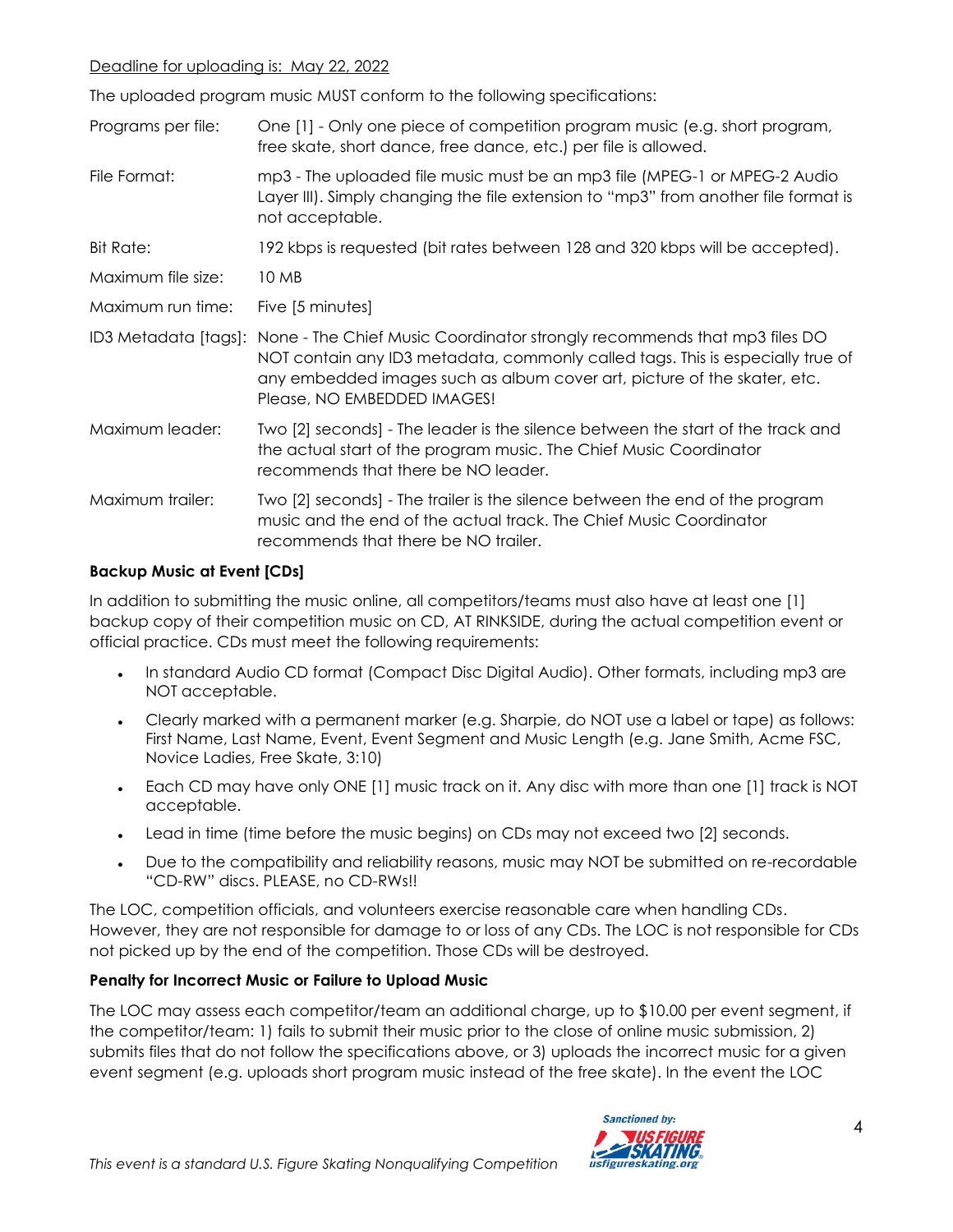Deadline for uploading is: May 22, 2022

The uploaded program music MUST conform to the following specifications:

| | |
|---|---|
| Programs per file: | One [1] - Only one piece of competition program music (e.g. short program, free skate, short dance, free dance, etc.) per file is allowed. |
| File Format: | mp3 - The uploaded file music must be an mp3 file (MPEG-1 or MPEG-2 Audio Layer III). Simply changing the file extension to "mp3" from another file format is not acceptable. |
| Bit Rate: | 192 kbps is requested (bit rates between 128 and 320 kbps will be accepted). |
| Maximum file size: | 10 MB |
| Maximum run time: | Five [5 minutes] |
| ID3 Metadata [tags]: | None - The Chief Music Coordinator strongly recommends that mp3 files DO NOT contain any ID3 metadata, commonly called tags. This is especially true of any embedded images such as album cover art, picture of the skater, etc. Please, NO EMBEDDED IMAGES! |
| Maximum leader: | Two [2] seconds] - The leader is the silence between the start of the track and the actual start of the program music. The Chief Music Coordinator recommends that there be NO leader. |
| Maximum trailer: | Two [2] seconds] - The trailer is the silence between the end of the program music and the end of the actual track. The Chief Music Coordinator recommends that there be NO trailer. |

**Backup Music at Event [CDs]**

In addition to submitting the music online, all competitors/teams must also have at least one [1] backup copy of their competition music on CD, AT RINKSIDE, during the actual competition event or official practice. CDs must meet the following requirements:

- In standard Audio CD format (Compact Disc Digital Audio). Other formats, including mp3 are NOT acceptable.
- Clearly marked with a permanent marker (e.g. Sharpie, do NOT use a label or tape) as follows: First Name, Last Name, Event, Event Segment and Music Length (e.g. Jane Smith, Acme FSC, Novice Ladies, Free Skate, 3:10)
- Each CD may have only ONE [1] music track on it. Any disc with more than one [1] track is NOT acceptable.
- Lead in time (time before the music begins) on CDs may not exceed two [2] seconds.
- Due to the compatibility and reliability reasons, music may NOT be submitted on re-recordable "CD-RW" discs. PLEASE, no CD-RWs!!

The LOC, competition officials, and volunteers exercise reasonable care when handling CDs. However, they are not responsible for damage to or loss of any CDs. The LOC is not responsible for CDs not picked up by the end of the competition. Those CDs will be destroyed.

**Penalty for Incorrect Music or Failure to Upload Music**

The LOC may assess each competitor/team an additional charge, up to $10.00 per event segment, if the competitor/team: 1) fails to submit their music prior to the close of online music submission, 2) submits files that do not follow the specifications above, or 3) uploads the incorrect music for a given event segment (e.g. uploads short program music instead of the free skate). In the event the LOC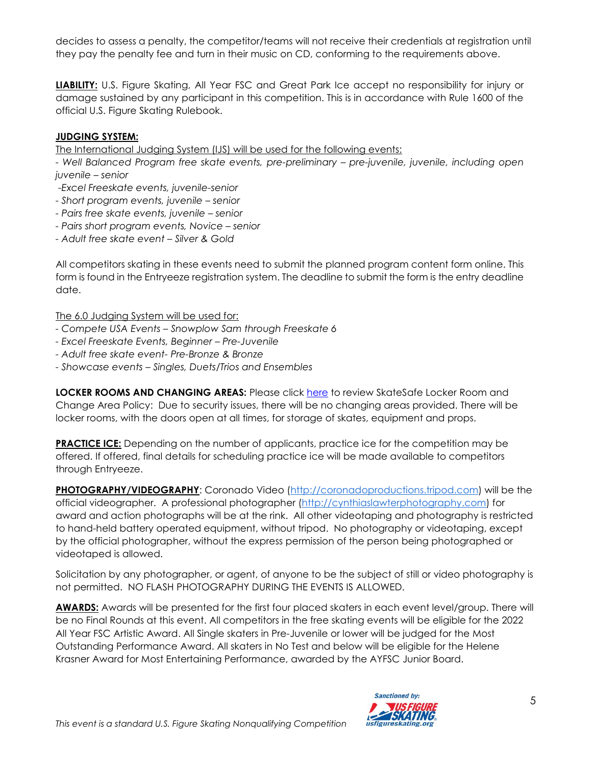decides to assess a penalty, the competitor/teams will not receive their credentials at registration until they pay the penalty fee and turn in their music on CD, conforming to the requirements above.

**LIABILITY:** U.S. Figure Skating, All Year FSC and Great Park Ice accept no responsibility for injury or damage sustained by any participant in this competition. This is in accordance with Rule 1600 of the official U.S. Figure Skating Rulebook.

**JUDGING SYSTEM:**

The International Judging System (IJS) will be used for the following events:

- *Well Balanced Program free skate events, pre-preliminary – pre-juvenile, juvenile, including open juvenile – senior*
- *Excel Freeskate events, juvenile-senior*
- *Short program events, juvenile – senior*
- *Pairs free skate events, juvenile – senior*
- *Pairs short program events, Novice – senior*
- *Adult free skate event – Silver & Gold*

All competitors skating in these events need to submit the planned program content form online. This form is found in the Entryeeze registration system. The deadline to submit the form is the entry deadline date.

The 6.0 Judging System will be used for:

- *Compete USA Events – Snowplow Sam through Freeskate 6*
- *Excel Freeskate Events, Beginner – Pre-Juvenile*
- *Adult free skate event- Pre-Bronze & Bronze*
- *Showcase events – Singles, Duets/Trios and Ensembles*

**LOCKER ROOMS AND CHANGING AREAS:** Please click here to review SkateSafe Locker Room and Change Area Policy: Due to security issues, there will be no changing areas provided. There will be locker rooms, with the doors open at all times, for storage of skates, equipment and props.

**PRACTICE ICE:** Depending on the number of applicants, practice ice for the competition may be offered. If offered, final details for scheduling practice ice will be made available to competitors through Entryeeze.

**PHOTOGRAPHY/VIDEOGRAPHY**: Coronado Video (http://coronadoproductions.tripod.com) will be the official videographer. A professional photographer (http://cynthiaslawterphotography.com) for award and action photographs will be at the rink. All other videotaping and photography is restricted to hand-held battery operated equipment, without tripod. No photography or videotaping, except by the official photographer, without the express permission of the person being photographed or videotaped is allowed.

Solicitation by any photographer, or agent, of anyone to be the subject of still or video photography is not permitted. NO FLASH PHOTOGRAPHY DURING THE EVENTS IS ALLOWED.

**AWARDS:** Awards will be presented for the first four placed skaters in each event level/group. There will be no Final Rounds at this event. All competitors in the free skating events will be eligible for the 2022 All Year FSC Artistic Award. All Single skaters in Pre-Juvenile or lower will be judged for the Most Outstanding Performance Award. All skaters in No Test and below will be eligible for the Helene Krasner Award for Most Entertaining Performance, awarded by the AYFSC Junior Board.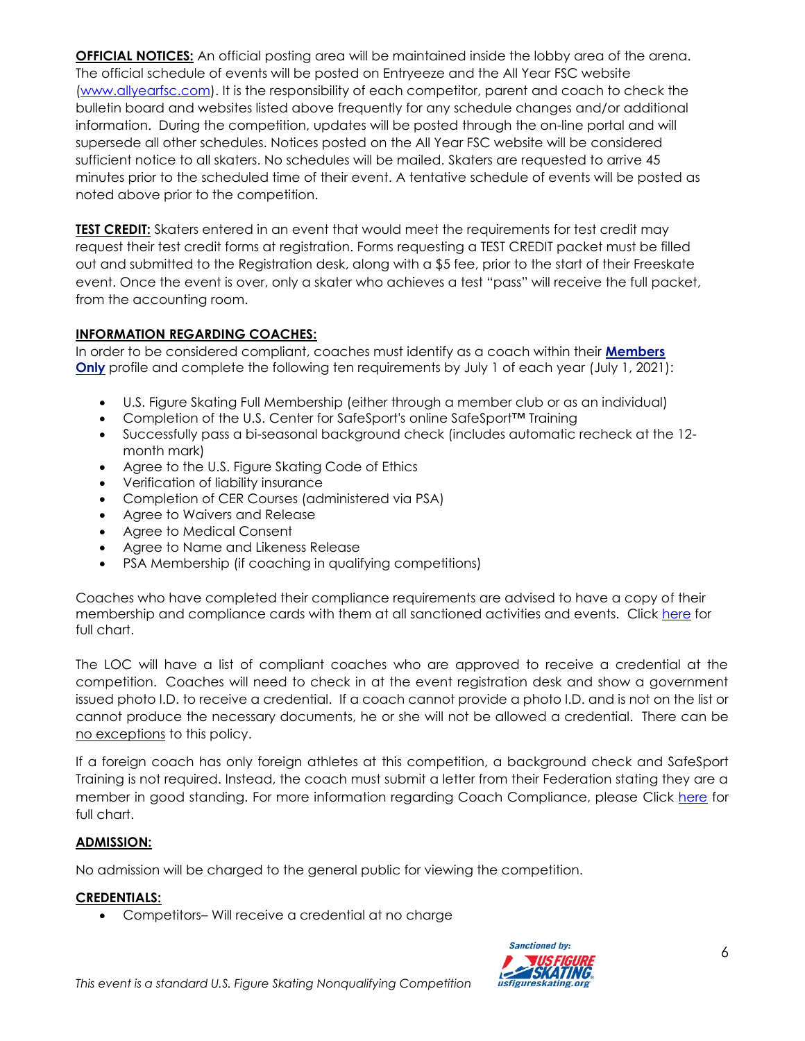**OFFICIAL NOTICES:** An official posting area will be maintained inside the lobby area of the arena. The official schedule of events will be posted on Entryeeze and the All Year FSC website (www.allyearfsc.com). It is the responsibility of each competitor, parent and coach to check the bulletin board and websites listed above frequently for any schedule changes and/or additional information. During the competition, updates will be posted through the on-line portal and will supersede all other schedules. Notices posted on the All Year FSC website will be considered sufficient notice to all skaters. No schedules will be mailed. Skaters are requested to arrive 45 minutes prior to the scheduled time of their event. A tentative schedule of events will be posted as noted above prior to the competition.

**TEST CREDIT:** Skaters entered in an event that would meet the requirements for test credit may request their test credit forms at registration. Forms requesting a TEST CREDIT packet must be filled out and submitted to the Registration desk, along with a $5 fee, prior to the start of their Freeskate event. Once the event is over, only a skater who achieves a test "pass" will receive the full packet, from the accounting room.

**INFORMATION REGARDING COACHES:**

In order to be considered compliant, coaches must identify as a coach within their **Members Only** profile and complete the following ten requirements by July 1 of each year (July 1, 2021):

- U.S. Figure Skating Full Membership (either through a member club or as an individual)
- Completion of the U.S. Center for SafeSport's online SafeSport™ Training
- Successfully pass a bi-seasonal background check (includes automatic recheck at the 12-month mark)
- Agree to the U.S. Figure Skating Code of Ethics
- Verification of liability insurance
- Completion of CER Courses (administered via PSA)
- Agree to Waivers and Release
- Agree to Medical Consent
- Agree to Name and Likeness Release
- PSA Membership (if coaching in qualifying competitions)

Coaches who have completed their compliance requirements are advised to have a copy of their membership and compliance cards with them at all sanctioned activities and events. Click here for full chart.

The LOC will have a list of compliant coaches who are approved to receive a credential at the competition. Coaches will need to check in at the event registration desk and show a government issued photo I.D. to receive a credential. If a coach cannot provide a photo I.D. and is not on the list or cannot produce the necessary documents, he or she will not be allowed a credential. There can be no exceptions to this policy.

If a foreign coach has only foreign athletes at this competition, a background check and SafeSport Training is not required. Instead, the coach must submit a letter from their Federation stating they are a member in good standing. For more information regarding Coach Compliance, please Click here for full chart.

**ADMISSION:**

No admission will be charged to the general public for viewing the competition.

**CREDENTIALS:**

- Competitors– Will receive a credential at no charge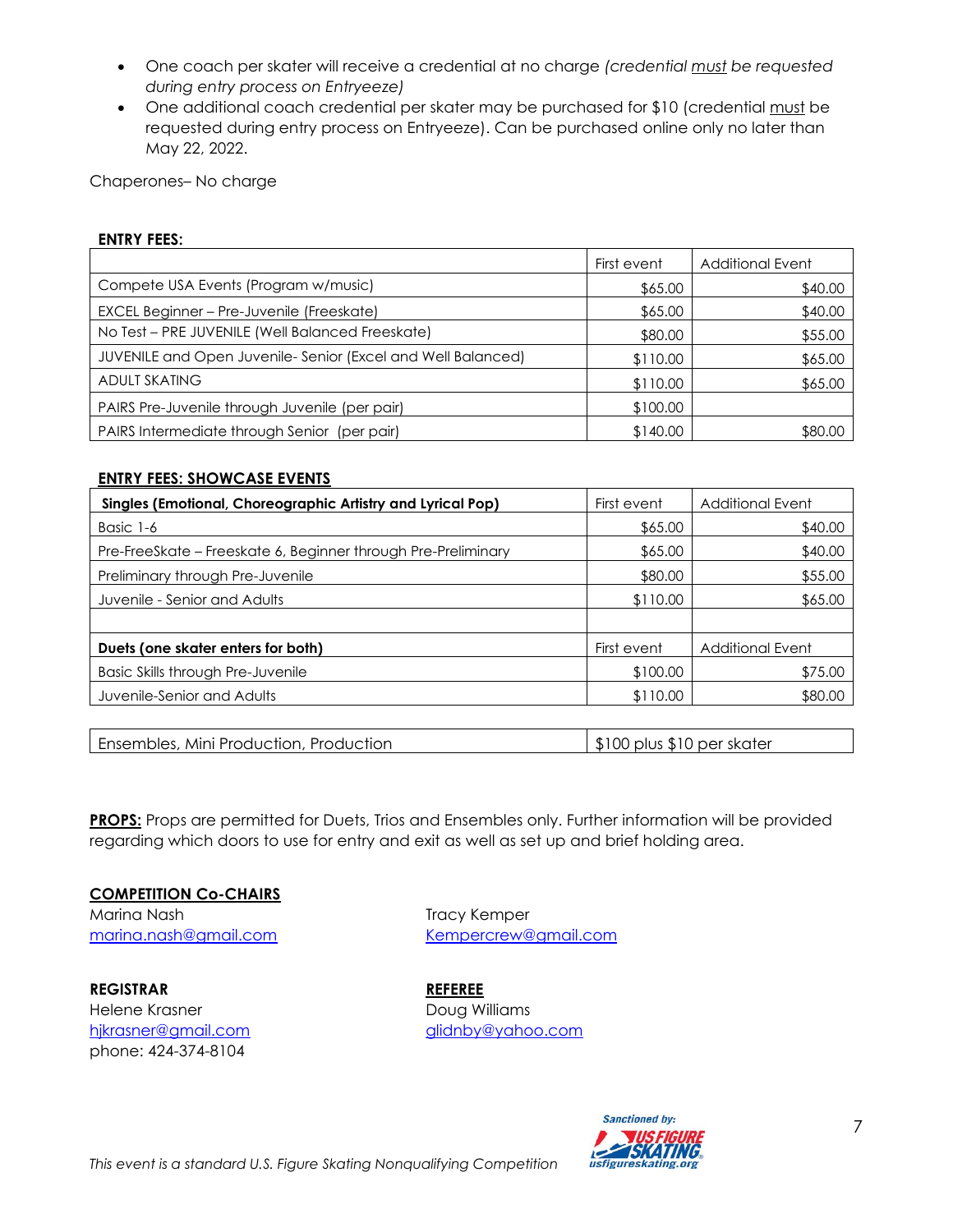- One coach per skater will receive a credential at no charge *(credential must be requested during entry process on Entryeeze)*
- One additional coach credential per skater may be purchased for $10 (credential must be requested during entry process on Entryeeze). Can be purchased online only no later than May 22, 2022.

Chaperones– No charge

**ENTRY FEES:**

| | First event | Additional Event |
|---|---|---|
| Compete USA Events (Program w/music) | $65.00 | $40.00 |
| EXCEL Beginner – Pre-Juvenile (Freeskate) | $65.00 | $40.00 |
| No Test – PRE JUVENILE (Well Balanced Freeskate) | $80.00 | $55.00 |
| JUVENILE and Open Juvenile- Senior (Excel and Well Balanced) | $110.00 | $65.00 |
| ADULT SKATING | $110.00 | $65.00 |
| PAIRS Pre-Juvenile through Juvenile (per pair) | $100.00 | |
| PAIRS Intermediate through Senior (per pair) | $140.00 | $80.00 |

**ENTRY FEES: SHOWCASE EVENTS**

| **Singles (Emotional, Choreographic Artistry and Lyrical Pop)** | First event | Additional Event |
|---|---|---|
| Basic 1-6 | $65.00 | $40.00 |
| Pre-FreeSkate – Freeskate 6, Beginner through Pre-Preliminary | $65.00 | $40.00 |
| Preliminary through Pre-Juvenile | $80.00 | $55.00 |
| Juvenile - Senior and Adults | $110.00 | $65.00 |
| | | |
| **Duets (one skater enters for both)** | First event | Additional Event |
| Basic Skills through Pre-Juvenile | $100.00 | $75.00 |
| Juvenile-Senior and Adults | $110.00 | $80.00 |

| Ensembles, Mini Production, Production | $100 plus $10 per skater |
|---|---|

**PROPS:** Props are permitted for Duets, Trios and Ensembles only. Further information will be provided regarding which doors to use for entry and exit as well as set up and brief holding area.

**COMPETITION Co-CHAIRS**

Marina Nash
marina.nash@gmail.com

Tracy Kemper
Kempercrew@gmail.com

**REGISTRAR**

Helene Krasner
hjkrasner@gmail.com
phone: 424-374-8104

**REFEREE**

Doug Williams
glidnby@yahoo.com

*This event is a standard U.S. Figure Skating Nonqualifying Competition*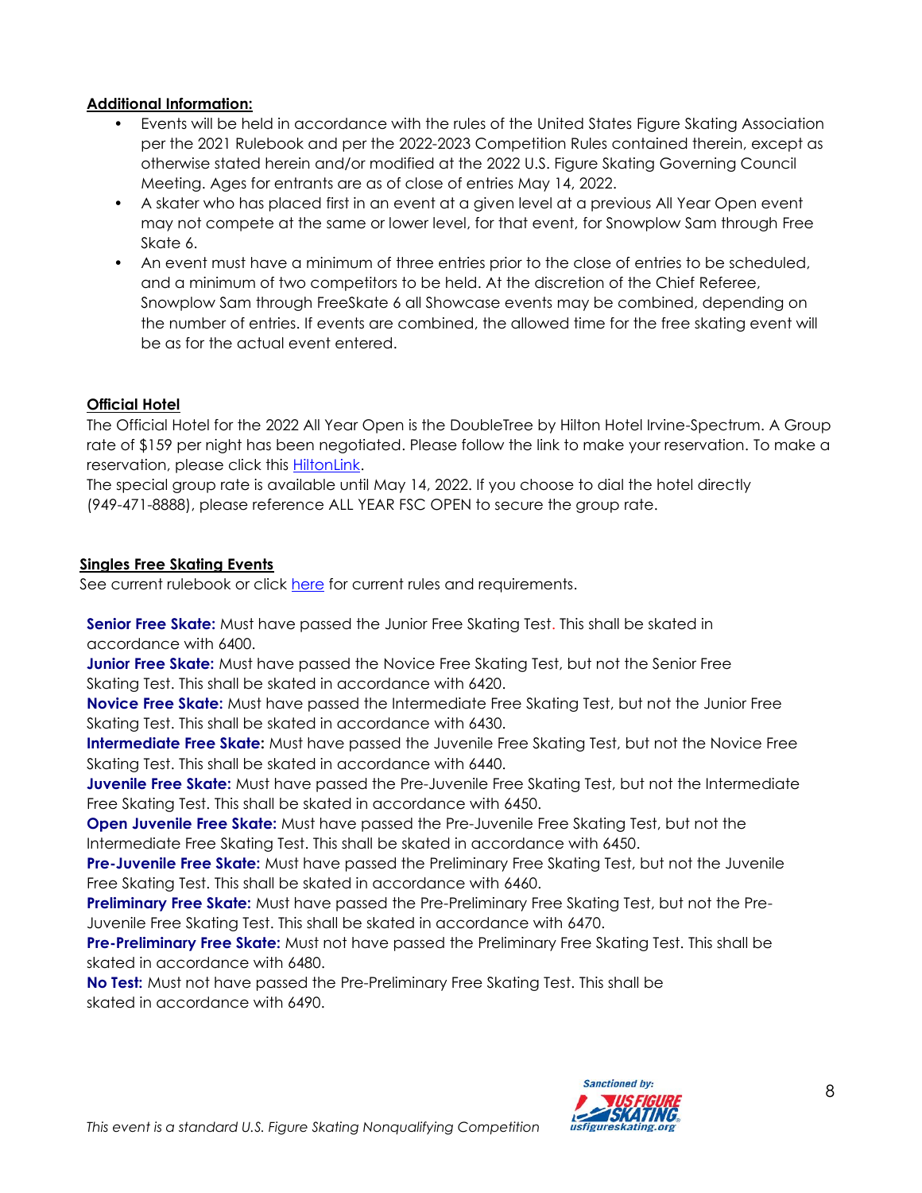**Additional Information:**

- Events will be held in accordance with the rules of the United States Figure Skating Association per the 2021 Rulebook and per the 2022-2023 Competition Rules contained therein, except as otherwise stated herein and/or modified at the 2022 U.S. Figure Skating Governing Council Meeting. Ages for entrants are as of close of entries May 14, 2022.
- A skater who has placed first in an event at a given level at a previous All Year Open event may not compete at the same or lower level, for that event, for Snowplow Sam through Free Skate 6.
- An event must have a minimum of three entries prior to the close of entries to be scheduled, and a minimum of two competitors to be held. At the discretion of the Chief Referee, Snowplow Sam through FreeSkate 6 all Showcase events may be combined, depending on the number of entries. If events are combined, the allowed time for the free skating event will be as for the actual event entered.

**Official Hotel**

The Official Hotel for the 2022 All Year Open is the DoubleTree by Hilton Hotel Irvine-Spectrum. A Group rate of $159 per night has been negotiated. Please follow the link to make your reservation. To make a reservation, please click this [HiltonLink](HiltonLink).

The special group rate is available until May 14, 2022. If you choose to dial the hotel directly (949-471-8888), please reference ALL YEAR FSC OPEN to secure the group rate.

**Singles Free Skating Events**

See current rulebook or click [here](here) for current rules and requirements.

**Senior Free Skate:** Must have passed the Junior Free Skating Test. This shall be skated in accordance with 6400.

**Junior Free Skate:** Must have passed the Novice Free Skating Test, but not the Senior Free Skating Test. This shall be skated in accordance with 6420.

**Novice Free Skate:** Must have passed the Intermediate Free Skating Test, but not the Junior Free Skating Test. This shall be skated in accordance with 6430.

**Intermediate Free Skate:** Must have passed the Juvenile Free Skating Test, but not the Novice Free Skating Test. This shall be skated in accordance with 6440.

**Juvenile Free Skate:** Must have passed the Pre-Juvenile Free Skating Test, but not the Intermediate Free Skating Test. This shall be skated in accordance with 6450.

**Open Juvenile Free Skate:** Must have passed the Pre-Juvenile Free Skating Test, but not the Intermediate Free Skating Test. This shall be skated in accordance with 6450.

**Pre-Juvenile Free Skate:** Must have passed the Preliminary Free Skating Test, but not the Juvenile Free Skating Test. This shall be skated in accordance with 6460.

**Preliminary Free Skate:** Must have passed the Pre-Preliminary Free Skating Test, but not the Pre-Juvenile Free Skating Test. This shall be skated in accordance with 6470.

**Pre-Preliminary Free Skate:** Must not have passed the Preliminary Free Skating Test. This shall be skated in accordance with 6480.

**No Test:** Must not have passed the Pre-Preliminary Free Skating Test. This shall be skated in accordance with 6490.

*This event is a standard U.S. Figure Skating Nonqualifying Competition*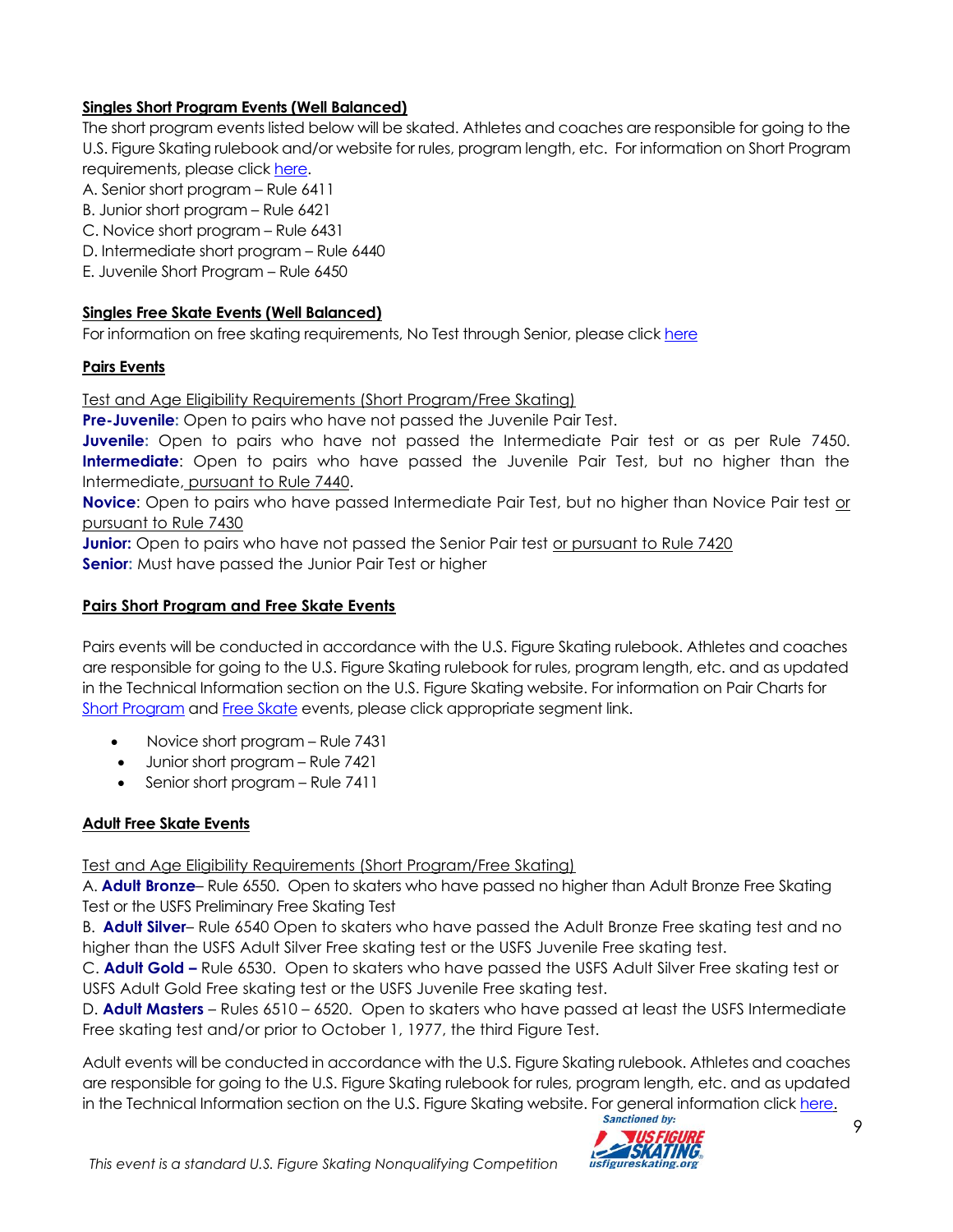**Singles Short Program Events (Well Balanced)**

The short program events listed below will be skated. Athletes and coaches are responsible for going to the U.S. Figure Skating rulebook and/or website for rules, program length, etc. For information on Short Program requirements, please click here.

A. Senior short program – Rule 6411
B. Junior short program – Rule 6421
C. Novice short program – Rule 6431
D. Intermediate short program – Rule 6440
E. Juvenile Short Program – Rule 6450

**Singles Free Skate Events (Well Balanced)**

For information on free skating requirements, No Test through Senior, please click here

**Pairs Events**

Test and Age Eligibility Requirements (Short Program/Free Skating)

**Pre-Juvenile:** Open to pairs who have not passed the Juvenile Pair Test.
**Juvenile:** Open to pairs who have not passed the Intermediate Pair test or as per Rule 7450.
**Intermediate**: Open to pairs who have passed the Juvenile Pair Test, but no higher than the Intermediate, pursuant to Rule 7440.
**Novice**: Open to pairs who have passed Intermediate Pair Test, but no higher than Novice Pair test or pursuant to Rule 7430
**Junior:** Open to pairs who have not passed the Senior Pair test or pursuant to Rule 7420
**Senior:** Must have passed the Junior Pair Test or higher

**Pairs Short Program and Free Skate Events**

Pairs events will be conducted in accordance with the U.S. Figure Skating rulebook. Athletes and coaches are responsible for going to the U.S. Figure Skating rulebook for rules, program length, etc. and as updated in the Technical Information section on the U.S. Figure Skating website. For information on Pair Charts for Short Program and Free Skate events, please click appropriate segment link.

- Novice short program – Rule 7431
- Junior short program – Rule 7421
- Senior short program – Rule 7411

**Adult Free Skate Events**

Test and Age Eligibility Requirements (Short Program/Free Skating)

A. **Adult Bronze**– Rule 6550. Open to skaters who have passed no higher than Adult Bronze Free Skating Test or the USFS Preliminary Free Skating Test
B. **Adult Silver**– Rule 6540 Open to skaters who have passed the Adult Bronze Free skating test and no higher than the USFS Adult Silver Free skating test or the USFS Juvenile Free skating test.
C. **Adult Gold –** Rule 6530. Open to skaters who have passed the USFS Adult Silver Free skating test or USFS Adult Gold Free skating test or the USFS Juvenile Free skating test.
D. **Adult Masters** – Rules 6510 – 6520. Open to skaters who have passed at least the USFS Intermediate Free skating test and/or prior to October 1, 1977, the third Figure Test.

Adult events will be conducted in accordance with the U.S. Figure Skating rulebook. Athletes and coaches are responsible for going to the U.S. Figure Skating rulebook for rules, program length, etc. and as updated in the Technical Information section on the U.S. Figure Skating website. For general information click here.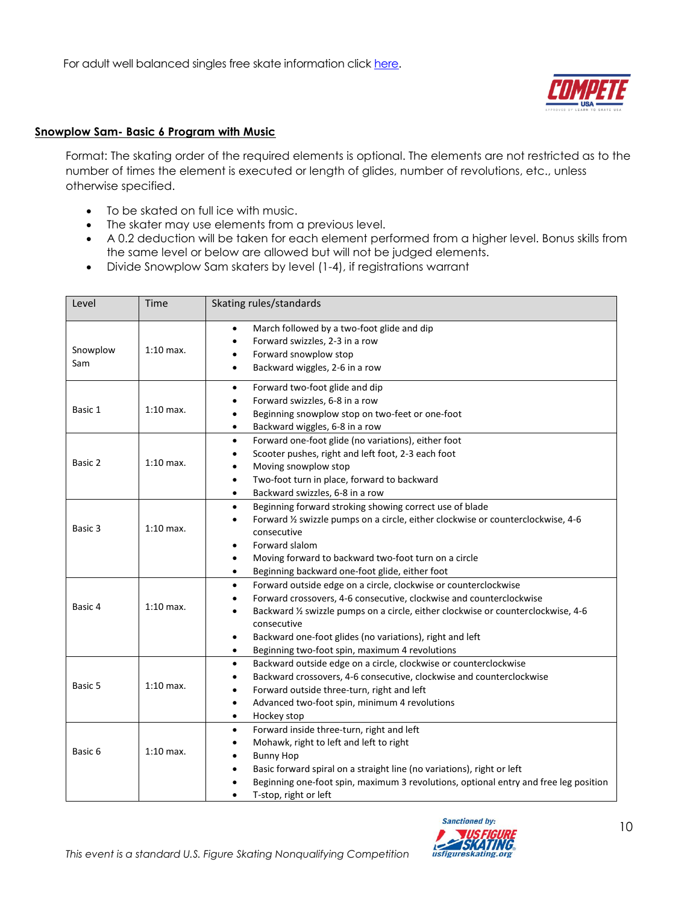For adult well balanced singles free skate information click [here](#).

## Snowplow Sam- Basic 6 Program with Music

Format: The skating order of the required elements is optional. The elements are not restricted as to the number of times the element is executed or length of glides, number of revolutions, etc., unless otherwise specified.

- To be skated on full ice with music.
- The skater may use elements from a previous level.
- A 0.2 deduction will be taken for each element performed from a higher level. Bonus skills from the same level or below are allowed but will not be judged elements.
- Divide Snowplow Sam skaters by level (1-4), if registrations warrant

| Level | Time | Skating rules/standards |
|---|---|---|
| Snowplow Sam | 1:10 max. | • March followed by a two-foot glide and dip<br>• Forward swizzles, 2-3 in a row<br>• Forward snowplow stop<br>• Backward wiggles, 2-6 in a row |
| Basic 1 | 1:10 max. | • Forward two-foot glide and dip<br>• Forward swizzles, 6-8 in a row<br>• Beginning snowplow stop on two-feet or one-foot<br>• Backward wiggles, 6-8 in a row |
| Basic 2 | 1:10 max. | • Forward one-foot glide (no variations), either foot<br>• Scooter pushes, right and left foot, 2-3 each foot<br>• Moving snowplow stop<br>• Two-foot turn in place, forward to backward<br>• Backward swizzles, 6-8 in a row |
| Basic 3 | 1:10 max. | • Beginning forward stroking showing correct use of blade<br>• Forward ½ swizzle pumps on a circle, either clockwise or counterclockwise, 4-6 consecutive<br>• Forward slalom<br>• Moving forward to backward two-foot turn on a circle<br>• Beginning backward one-foot glide, either foot |
| Basic 4 | 1:10 max. | • Forward outside edge on a circle, clockwise or counterclockwise<br>• Forward crossovers, 4-6 consecutive, clockwise and counterclockwise<br>• Backward ½ swizzle pumps on a circle, either clockwise or counterclockwise, 4-6 consecutive<br>• Backward one-foot glides (no variations), right and left<br>• Beginning two-foot spin, maximum 4 revolutions |
| Basic 5 | 1:10 max. | • Backward outside edge on a circle, clockwise or counterclockwise<br>• Backward crossovers, 4-6 consecutive, clockwise and counterclockwise<br>• Forward outside three-turn, right and left<br>• Advanced two-foot spin, minimum 4 revolutions<br>• Hockey stop |
| Basic 6 | 1:10 max. | • Forward inside three-turn, right and left<br>• Mohawk, right to left and left to right<br>• Bunny Hop<br>• Basic forward spiral on a straight line (no variations), right or left<br>• Beginning one-foot spin, maximum 3 revolutions, optional entry and free leg position<br>• T-stop, right or left |

*This event is a standard U.S. Figure Skating Nonqualifying Competition*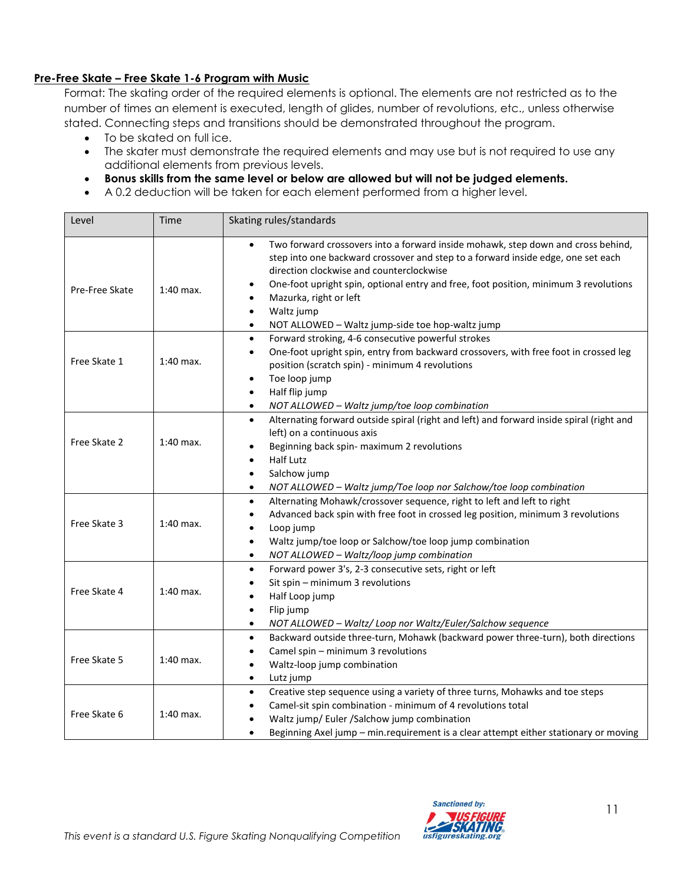**Pre-Free Skate – Free Skate 1-6 Program with Music**

Format: The skating order of the required elements is optional. The elements are not restricted as to the number of times an element is executed, length of glides, number of revolutions, etc., unless otherwise stated. Connecting steps and transitions should be demonstrated throughout the program.

- To be skated on full ice.
- The skater must demonstrate the required elements and may use but is not required to use any additional elements from previous levels.
- **Bonus skills from the same level or below are allowed but will not be judged elements.**
- A 0.2 deduction will be taken for each element performed from a higher level.

| Level | Time | Skating rules/standards |
|---|---|---|
| Pre-Free Skate | 1:40 max. | • Two forward crossovers into a forward inside mohawk, step down and cross behind, step into one backward crossover and step to a forward inside edge, one set each direction clockwise and counterclockwise<br>• One-foot upright spin, optional entry and free, foot position, minimum 3 revolutions<br>• Mazurka, right or left<br>• Waltz jump<br>• NOT ALLOWED – Waltz jump-side toe hop-waltz jump |
| Free Skate 1 | 1:40 max. | • Forward stroking, 4-6 consecutive powerful strokes<br>• One-foot upright spin, entry from backward crossovers, with free foot in crossed leg position (scratch spin) - minimum 4 revolutions<br>• Toe loop jump<br>• Half flip jump<br>• *NOT ALLOWED – Waltz jump/toe loop combination* |
| Free Skate 2 | 1:40 max. | • Alternating forward outside spiral (right and left) and forward inside spiral (right and left) on a continuous axis<br>• Beginning back spin- maximum 2 revolutions<br>• Half Lutz<br>• Salchow jump<br>• *NOT ALLOWED – Waltz jump/Toe loop nor Salchow/toe loop combination* |
| Free Skate 3 | 1:40 max. | • Alternating Mohawk/crossover sequence, right to left and left to right<br>• Advanced back spin with free foot in crossed leg position, minimum 3 revolutions<br>• Loop jump<br>• Waltz jump/toe loop or Salchow/toe loop jump combination<br>• *NOT ALLOWED – Waltz/loop jump combination* |
| Free Skate 4 | 1:40 max. | • Forward power 3's, 2-3 consecutive sets, right or left<br>• Sit spin – minimum 3 revolutions<br>• Half Loop jump<br>• Flip jump<br>• *NOT ALLOWED – Waltz/ Loop nor Waltz/Euler/Salchow sequence* |
| Free Skate 5 | 1:40 max. | • Backward outside three-turn, Mohawk (backward power three-turn), both directions<br>• Camel spin – minimum 3 revolutions<br>• Waltz-loop jump combination<br>• Lutz jump |
| Free Skate 6 | 1:40 max. | • Creative step sequence using a variety of three turns, Mohawks and toe steps<br>• Camel-sit spin combination - minimum of 4 revolutions total<br>• Waltz jump/ Euler /Salchow jump combination<br>• Beginning Axel jump – min.requirement is a clear attempt either stationary or moving |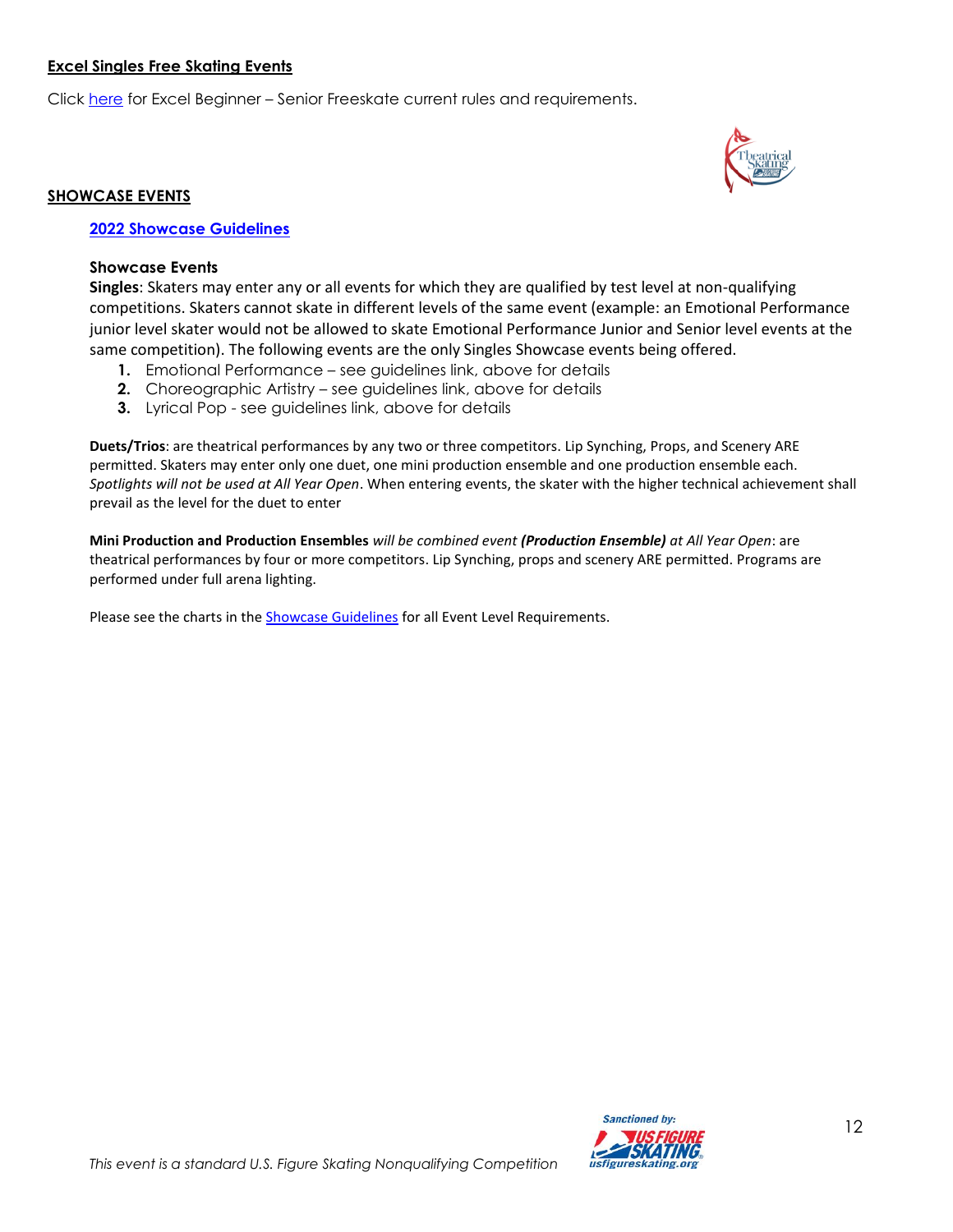**Excel Singles Free Skating Events**

Click [here](#) for Excel Beginner – Senior Freeskate current rules and requirements.

**SHOWCASE EVENTS**

[**2022 Showcase Guidelines**](#)

### Showcase Events

**Singles**: Skaters may enter any or all events for which they are qualified by test level at non-qualifying competitions. Skaters cannot skate in different levels of the same event (example: an Emotional Performance junior level skater would not be allowed to skate Emotional Performance Junior and Senior level events at the same competition). The following events are the only Singles Showcase events being offered.

1. Emotional Performance – see guidelines link, above for details
2. Choreographic Artistry – see guidelines link, above for details
3. Lyrical Pop - see guidelines link, above for details

**Duets/Trios**: are theatrical performances by any two or three competitors. Lip Synching, Props, and Scenery ARE permitted. Skaters may enter only one duet, one mini production ensemble and one production ensemble each. *Spotlights will not be used at All Year Open*. When entering events, the skater with the higher technical achievement shall prevail as the level for the duet to enter

**Mini Production and Production Ensembles** *will be combined event **(Production Ensemble)** at All Year Open*: are theatrical performances by four or more competitors. Lip Synching, props and scenery ARE permitted. Programs are performed under full arena lighting.

Please see the charts in the [Showcase Guidelines](#) for all Event Level Requirements.